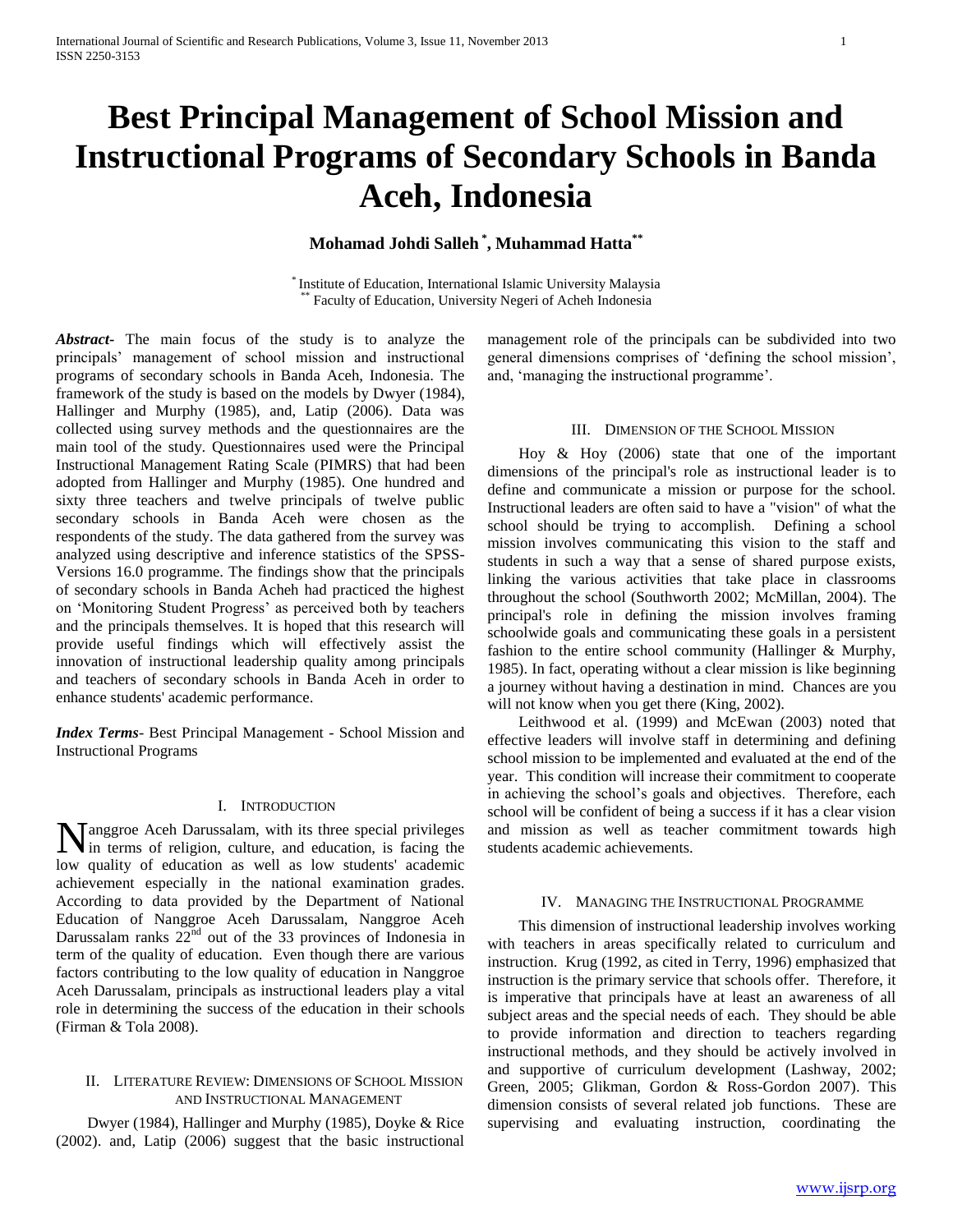# Best Principal Management of School Mission and Instructional Programs of Secondary Schools in Banda Aceh, Indonesia

**Mohamad Johdi Salleh [*], Muhammad Hatta [**]**

[*] Institute of Education, International Islamic University Malaysia
[**] Faculty of Education, University Negeri of Acheh Indonesia

***Abstract-*** The main focus of the study is to analyze the principals' management of school mission and instructional programs of secondary schools in Banda Aceh, Indonesia. The framework of the study is based on the models by Dwyer (1984), Hallinger and Murphy (1985), and, Latip (2006). Data was collected using survey methods and the questionnaires are the main tool of the study. Questionnaires used were the Principal Instructional Management Rating Scale (PIMRS) that had been adopted from Hallinger and Murphy (1985). One hundred and sixty three teachers and twelve principals of twelve public secondary schools in Banda Aceh were chosen as the respondents of the study. The data gathered from the survey was analyzed using descriptive and inference statistics of the SPSS-Versions 16.0 programme. The findings show that the principals of secondary schools in Banda Acheh had practiced the highest on 'Monitoring Student Progress' as perceived both by teachers and the principals themselves. It is hoped that this research will provide useful findings which will effectively assist the innovation of instructional leadership quality among principals and teachers of secondary schools in Banda Aceh in order to enhance students' academic performance.

***Index Terms-*** Best Principal Management - School Mission and Instructional Programs

## I. Introduction

Nanggroe Aceh Darussalam, with its three special privileges in terms of religion, culture, and education, is facing the low quality of education as well as low students' academic achievement especially in the national examination grades. According to data provided by the Department of National Education of Nanggroe Aceh Darussalam, Nanggroe Aceh Darussalam ranks 22nd out of the 33 provinces of Indonesia in term of the quality of education. Even though there are various factors contributing to the low quality of education in Nanggroe Aceh Darussalam, principals as instructional leaders play a vital role in determining the success of the education in their schools (Firman & Tola 2008).

## II. Literature Review: Dimensions of School Mission and Instructional Management

Dwyer (1984), Hallinger and Murphy (1985), Doyke & Rice (2002). and, Latip (2006) suggest that the basic instructional management role of the principals can be subdivided into two general dimensions comprises of 'defining the school mission', and, 'managing the instructional programme'.

## III. Dimension of the School Mission

Hoy & Hoy (2006) state that one of the important dimensions of the principal's role as instructional leader is to define and communicate a mission or purpose for the school. Instructional leaders are often said to have a "vision" of what the school should be trying to accomplish. Defining a school mission involves communicating this vision to the staff and students in such a way that a sense of shared purpose exists, linking the various activities that take place in classrooms throughout the school (Southworth 2002; McMillan, 2004). The principal's role in defining the mission involves framing schoolwide goals and communicating these goals in a persistent fashion to the entire school community (Hallinger & Murphy, 1985). In fact, operating without a clear mission is like beginning a journey without having a destination in mind. Chances are you will not know when you get there (King, 2002).

Leithwood et al. (1999) and McEwan (2003) noted that effective leaders will involve staff in determining and defining school mission to be implemented and evaluated at the end of the year. This condition will increase their commitment to cooperate in achieving the school's goals and objectives. Therefore, each school will be confident of being a success if it has a clear vision and mission as well as teacher commitment towards high students academic achievements.

## IV. Managing the Instructional Programme

This dimension of instructional leadership involves working with teachers in areas specifically related to curriculum and instruction. Krug (1992, as cited in Terry, 1996) emphasized that instruction is the primary service that schools offer. Therefore, it is imperative that principals have at least an awareness of all subject areas and the special needs of each. They should be able to provide information and direction to teachers regarding instructional methods, and they should be actively involved in and supportive of curriculum development (Lashway, 2002; Green, 2005; Glikman, Gordon & Ross-Gordon 2007). This dimension consists of several related job functions. These are supervising and evaluating instruction, coordinating the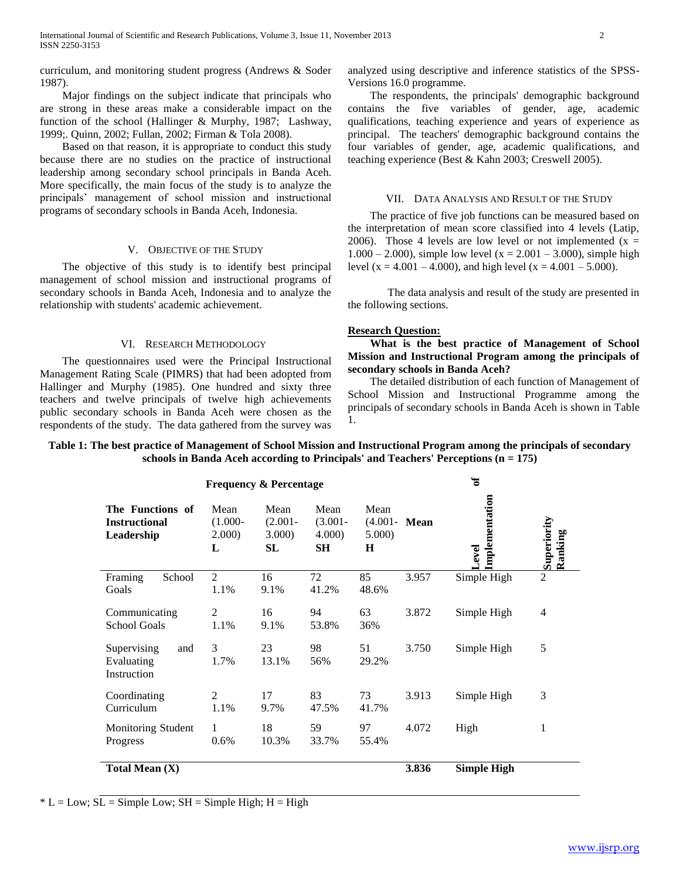curriculum, and monitoring student progress (Andrews & Soder 1987).

Major findings on the subject indicate that principals who are strong in these areas make a considerable impact on the function of the school (Hallinger & Murphy, 1987; Lashway, 1999;. Quinn, 2002; Fullan, 2002; Firman & Tola 2008).

Based on that reason, it is appropriate to conduct this study because there are no studies on the practice of instructional leadership among secondary school principals in Banda Aceh. More specifically, the main focus of the study is to analyze the principals' management of school mission and instructional programs of secondary schools in Banda Aceh, Indonesia.

## V. Objective of the Study

The objective of this study is to identify best principal management of school mission and instructional programs of secondary schools in Banda Aceh, Indonesia and to analyze the relationship with students' academic achievement.

## VI. Research Methodology

The questionnaires used were the Principal Instructional Management Rating Scale (PIMRS) that had been adopted from Hallinger and Murphy (1985). One hundred and sixty three teachers and twelve principals of twelve high achievements public secondary schools in Banda Aceh were chosen as the respondents of the study. The data gathered from the survey was analyzed using descriptive and inference statistics of the SPSS-Versions 16.0 programme.

The respondents, the principals' demographic background contains the five variables of gender, age, academic qualifications, teaching experience and years of experience as principal. The teachers' demographic background contains the four variables of gender, age, academic qualifications, and teaching experience (Best & Kahn 2003; Creswell 2005).

## VII. Data Analysis and Result of the Study

The practice of five job functions can be measured based on the interpretation of mean score classified into 4 levels (Latip, 2006). Those 4 levels are low level or not implemented (x = 1.000 – 2.000), simple low level (x = 2.001 – 3.000), simple high level (x = 4.001 – 4.000), and high level (x = 4.001 – 5.000).

The data analysis and result of the study are presented in the following sections.

**Research Question:**

**What is the best practice of Management of School Mission and Instructional Program among the principals of secondary schools in Banda Aceh?**

The detailed distribution of each function of Management of School Mission and Instructional Programme among the principals of secondary schools in Banda Aceh is shown in Table 1.

**Table 1: The best practice of Management of School Mission and Instructional Program among the principals of secondary schools in Banda Aceh according to Principals' and Teachers' Perceptions (n = 175)**

| | **Frequency & Percentage** | | | | | | |
|---|---|---|---|---|---|---|---|
| **The Functions of Instructional Leadership** | Mean (1.000-2.000) **L** | Mean (2.001-3.000) **SL** | Mean (3.001-4.000) **SH** | Mean (4.001-5.000) **H** | **Mean** | **Level of Implementation** | **Superiority Ranking** |
| Framing School Goals | 2<br>1.1% | 16<br>9.1% | 72<br>41.2% | 85<br>48.6% | 3.957 | Simple High | 2 |
| Communicating School Goals | 2<br>1.1% | 16<br>9.1% | 94<br>53.8% | 63<br>36% | 3.872 | Simple High | 4 |
| Supervising and Evaluating Instruction | 3<br>1.7% | 23<br>13.1% | 98<br>56% | 51<br>29.2% | 3.750 | Simple High | 5 |
| Coordinating Curriculum | 2<br>1.1% | 17<br>9.7% | 83<br>47.5% | 73<br>41.7% | 3.913 | Simple High | 3 |
| Monitoring Student Progress | 1<br>0.6% | 18<br>10.3% | 59<br>33.7% | 97<br>55.4% | 4.072 | High | 1 |
| **Total Mean (X)** | | | | | **3.836** | **Simple High** | |

\* L = Low; SL = Simple Low; SH = Simple High; H = High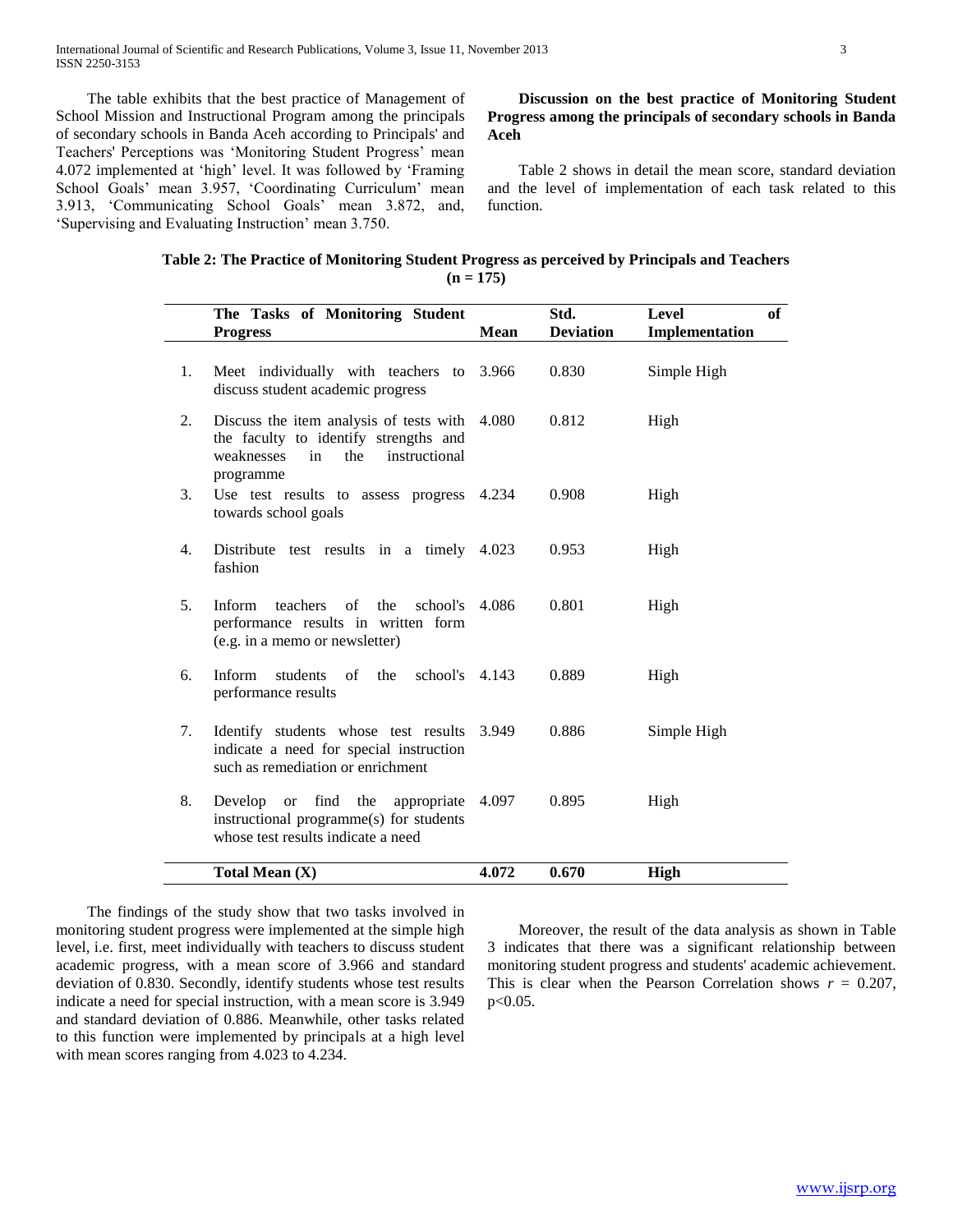The table exhibits that the best practice of Management of School Mission and Instructional Program among the principals of secondary schools in Banda Aceh according to Principals' and Teachers' Perceptions was 'Monitoring Student Progress' mean 4.072 implemented at 'high' level. It was followed by 'Framing School Goals' mean 3.957, 'Coordinating Curriculum' mean 3.913, 'Communicating School Goals' mean 3.872, and, 'Supervising and Evaluating Instruction' mean 3.750.

**Discussion on the best practice of Monitoring Student Progress among the principals of secondary schools in Banda Aceh**

Table 2 shows in detail the mean score, standard deviation and the level of implementation of each task related to this function.

**Table 2: The Practice of Monitoring Student Progress as perceived by Principals and Teachers (n = 175)**

| | The Tasks of Monitoring Student Progress | Mean | Std. Deviation | Level of Implementation |
|---|---|---|---|---|
| 1. | Meet individually with teachers to discuss student academic progress | 3.966 | 0.830 | Simple High |
| 2. | Discuss the item analysis of tests with the faculty to identify strengths and weaknesses in the instructional programme | 4.080 | 0.812 | High |
| 3. | Use test results to assess progress towards school goals | 4.234 | 0.908 | High |
| 4. | Distribute test results in a timely fashion | 4.023 | 0.953 | High |
| 5. | Inform teachers of the school's performance results in written form (e.g. in a memo or newsletter) | 4.086 | 0.801 | High |
| 6. | Inform students of the school's performance results | 4.143 | 0.889 | High |
| 7. | Identify students whose test results indicate a need for special instruction such as remediation or enrichment | 3.949 | 0.886 | Simple High |
| 8. | Develop or find the appropriate instructional programme(s) for students whose test results indicate a need | 4.097 | 0.895 | High |
| | **Total Mean (X)** | **4.072** | **0.670** | **High** |

The findings of the study show that two tasks involved in monitoring student progress were implemented at the simple high level, i.e. first, meet individually with teachers to discuss student academic progress, with a mean score of 3.966 and standard deviation of 0.830. Secondly, identify students whose test results indicate a need for special instruction, with a mean score is 3.949 and standard deviation of 0.886. Meanwhile, other tasks related to this function were implemented by principals at a high level with mean scores ranging from 4.023 to 4.234.

Moreover, the result of the data analysis as shown in Table 3 indicates that there was a significant relationship between monitoring student progress and students' academic achievement. This is clear when the Pearson Correlation shows $r = 0.207$, $p<0.05$.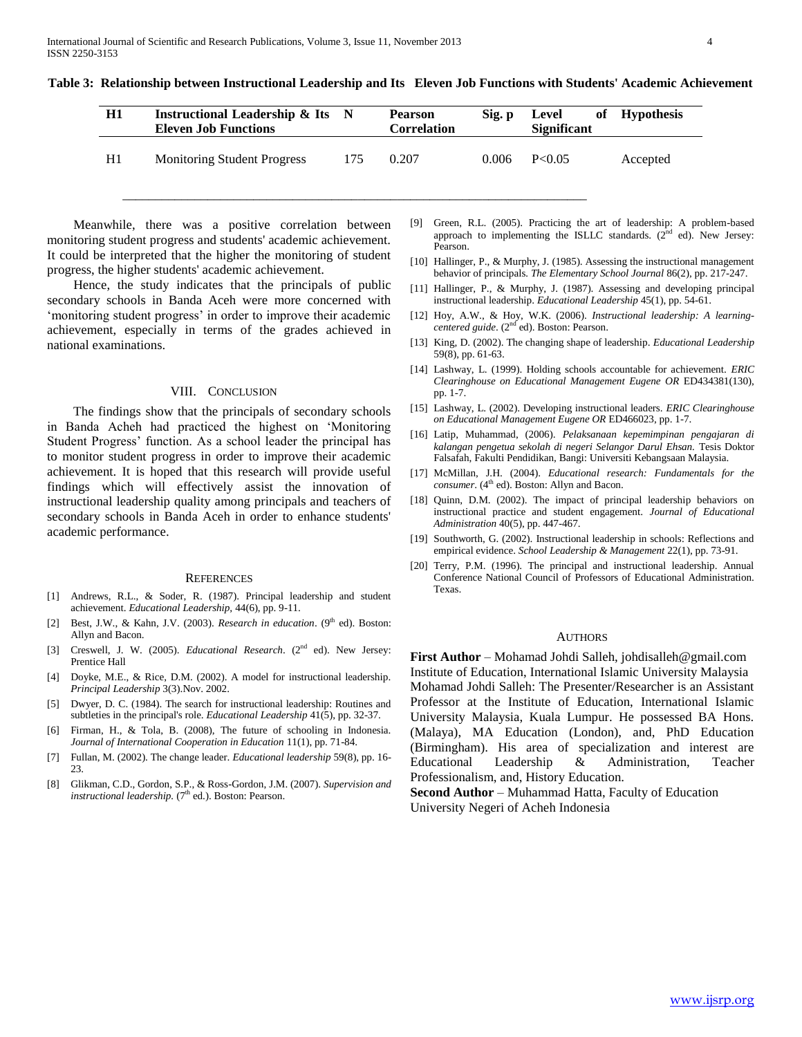**Table 3: Relationship between Instructional Leadership and Its Eleven Job Functions with Students' Academic Achievement**

| H1 | Instructional Leadership & Its Eleven Job Functions | N | Pearson Correlation | Sig. p | Level of Significant | Hypothesis |
|---|---|---|---|---|---|---|
| H1 | Monitoring Student Progress | 175 | 0.207 | 0.006 | P<0.05 | Accepted |

Meanwhile, there was a positive correlation between monitoring student progress and students' academic achievement. It could be interpreted that the higher the monitoring of student progress, the higher students' academic achievement.

Hence, the study indicates that the principals of public secondary schools in Banda Aceh were more concerned with 'monitoring student progress' in order to improve their academic achievement, especially in terms of the grades achieved in national examinations.

## VIII. Conclusion

The findings show that the principals of secondary schools in Banda Acheh had practiced the highest on 'Monitoring Student Progress' function. As a school leader the principal has to monitor student progress in order to improve their academic achievement. It is hoped that this research will provide useful findings which will effectively assist the innovation of instructional leadership quality among principals and teachers of secondary schools in Banda Aceh in order to enhance students' academic performance.

## References

[1] Andrews, R.L., & Soder, R. (1987). Principal leadership and student achievement. *Educational Leadership,* 44(6), pp. 9-11.

[2] Best, J.W., & Kahn, J.V. (2003). *Research in education*. (9th ed). Boston: Allyn and Bacon.

[3] Creswell, J. W. (2005). *Educational Research*. (2nd ed). New Jersey: Prentice Hall

[4] Doyke, M.E., & Rice, D.M. (2002). A model for instructional leadership. *Principal Leadership* 3(3).Nov. 2002.

[5] Dwyer, D. C. (1984). The search for instructional leadership: Routines and subtleties in the principal's role. *Educational Leadership* 41(5), pp. 32-37.

[6] Firman, H., & Tola, B. (2008), The future of schooling in Indonesia. *Journal of International Cooperation in Education* 11(1), pp. 71-84.

[7] Fullan, M. (2002). The change leader. *Educational leadership* 59(8), pp. 16-23.

[8] Glikman, C.D., Gordon, S.P., & Ross-Gordon, J.M. (2007). *Supervision and instructional leadership.* (7th ed.). Boston: Pearson.

[9] Green, R.L. (2005). Practicing the art of leadership: A problem-based approach to implementing the ISLLC standards. (2nd ed). New Jersey: Pearson.

[10] Hallinger, P., & Murphy, J. (1985). Assessing the instructional management behavior of principals. *The Elementary School Journal* 86(2), pp. 217-247.

[11] Hallinger, P., & Murphy, J. (1987). Assessing and developing principal instructional leadership. *Educational Leadership* 45(1), pp. 54-61.

[12] Hoy, A.W., & Hoy, W.K. (2006). *Instructional leadership: A learning-centered guide*. (2nd ed). Boston: Pearson.

[13] King, D. (2002). The changing shape of leadership. *Educational Leadership* 59(8), pp. 61-63.

[14] Lashway, L. (1999). Holding schools accountable for achievement. *ERIC Clearinghouse on Educational Management Eugene OR* ED434381(130), pp. 1-7.

[15] Lashway, L. (2002). Developing instructional leaders. *ERIC Clearinghouse on Educational Management Eugene OR* ED466023, pp. 1-7.

[16] Latip, Muhammad, (2006). *Pelaksanaan kepemimpinan pengajaran di kalangan pengetua sekolah di negeri Selangor Darul Ehsan.* Tesis Doktor Falsafah, Fakulti Pendidikan, Bangi: Universiti Kebangsaan Malaysia.

[17] McMillan, J.H. (2004). *Educational research: Fundamentals for the consumer*. (4th ed). Boston: Allyn and Bacon.

[18] Quinn, D.M. (2002). The impact of principal leadership behaviors on instructional practice and student engagement. *Journal of Educational Administration* 40(5), pp. 447-467.

[19] Southworth, G. (2002). Instructional leadership in schools: Reflections and empirical evidence. *School Leadership & Management* 22(1), pp. 73-91.

[20] Terry, P.M. (1996). The principal and instructional leadership. Annual Conference National Council of Professors of Educational Administration. Texas.

## Authors

**First Author** – Mohamad Johdi Salleh, johdisalleh@gmail.com Institute of Education, International Islamic University Malaysia Mohamad Johdi Salleh: The Presenter/Researcher is an Assistant Professor at the Institute of Education, International Islamic University Malaysia, Kuala Lumpur. He possessed BA Hons. (Malaya), MA Education (London), and, PhD Education (Birmingham). His area of specialization and interest are Educational Leadership & Administration, Teacher Professionalism, and, History Education.

**Second Author** – Muhammad Hatta, Faculty of Education University Negeri of Acheh Indonesia